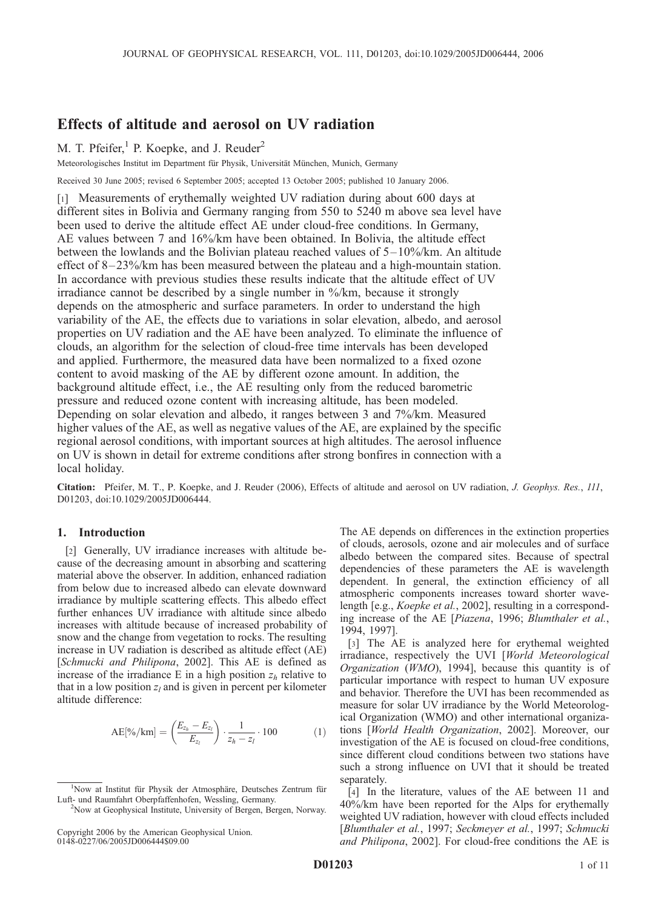# Effects of altitude and aerosol on UV radiation

M. T. Pfeifer,[1] P. Koepke, and J. Reuder[2]

Meteorologisches Institut im Department für Physik, Universität München, Munich, Germany

Received 30 June 2005; revised 6 September 2005; accepted 13 October 2005; published 10 January 2006.

[1] Measurements of erythemally weighted UV radiation during about 600 days at different sites in Bolivia and Germany ranging from 550 to 5240 m above sea level have been used to derive the altitude effect AE under cloud-free conditions. In Germany, AE values between 7 and 16%/km have been obtained. In Bolivia, the altitude effect between the lowlands and the Bolivian plateau reached values of 5–10%/km. An altitude effect of 8–23%/km has been measured between the plateau and a high-mountain station. In accordance with previous studies these results indicate that the altitude effect of UV irradiance cannot be described by a single number in %/km, because it strongly depends on the atmospheric and surface parameters. In order to understand the high variability of the AE, the effects due to variations in solar elevation, albedo, and aerosol properties on UV radiation and the AE have been analyzed. To eliminate the influence of clouds, an algorithm for the selection of cloud-free time intervals has been developed and applied. Furthermore, the measured data have been normalized to a fixed ozone content to avoid masking of the AE by different ozone amount. In addition, the background altitude effect, i.e., the AE resulting only from the reduced barometric pressure and reduced ozone content with increasing altitude, has been modeled. Depending on solar elevation and albedo, it ranges between 3 and 7%/km. Measured higher values of the AE, as well as negative values of the AE, are explained by the specific regional aerosol conditions, with important sources at high altitudes. The aerosol influence on UV is shown in detail for extreme conditions after strong bonfires in connection with a local holiday.

**Citation:** Pfeifer, M. T., P. Koepke, and J. Reuder (2006), Effects of altitude and aerosol on UV radiation, *J. Geophys. Res.*, *111*, D01203, doi:10.1029/2005JD006444.

## 1. Introduction

[2] Generally, UV irradiance increases with altitude because of the decreasing amount in absorbing and scattering material above the observer. In addition, enhanced radiation from below due to increased albedo can elevate downward irradiance by multiple scattering effects. This albedo effect further enhances UV irradiance with altitude since albedo increases with altitude because of increased probability of snow and the change from vegetation to rocks. The resulting increase in UV radiation is described as altitude effect (AE) [*Schmucki and Philipona*, 2002]. This AE is defined as increase of the irradiance E in a high position $z_h$ relative to that in a low position $z_l$ and is given in percent per kilometer altitude difference:

$$\mathrm{AE}[\%/\mathrm{km}] = \left(\frac{E_{z_h} - E_{z_l}}{E_{z_l}}\right) \cdot \frac{1}{z_h - z_l} \cdot 100 \qquad (1)$$

The AE depends on differences in the extinction properties of clouds, aerosols, ozone and air molecules and of surface albedo between the compared sites. Because of spectral dependencies of these parameters the AE is wavelength dependent. In general, the extinction efficiency of all atmospheric components increases toward shorter wavelength [e.g., *Koepke et al.*, 2002], resulting in a corresponding increase of the AE [*Piazena*, 1996; *Blumthaler et al.*, 1994, 1997].

[3] The AE is analyzed here for erythemal weighted irradiance, respectively the UVI [*World Meteorological Organization* (*WMO*), 1994], because this quantity is of particular importance with respect to human UV exposure and behavior. Therefore the UVI has been recommended as measure for solar UV irradiance by the World Meteorological Organization (WMO) and other international organizations [*World Health Organization*, 2002]. Moreover, our investigation of the AE is focused on cloud-free conditions, since different cloud conditions between two stations have such a strong influence on UVI that it should be treated separately.

[4] In the literature, values of the AE between 11 and 40%/km have been reported for the Alps for erythemally weighted UV radiation, however with cloud effects included [*Blumthaler et al.*, 1997; *Seckmeyer et al.*, 1997; *Schmucki and Philipona*, 2002]. For cloud-free conditions the AE is

[1] Now at Institut für Physik der Atmosphäre, Deutsches Zentrum für Luft- und Raumfahrt Oberpfaffenhofen, Wessling, Germany.

[2] Now at Geophysical Institute, University of Bergen, Bergen, Norway.

Copyright 2006 by the American Geophysical Union.
0148-0227/06/2005JD006444$09.00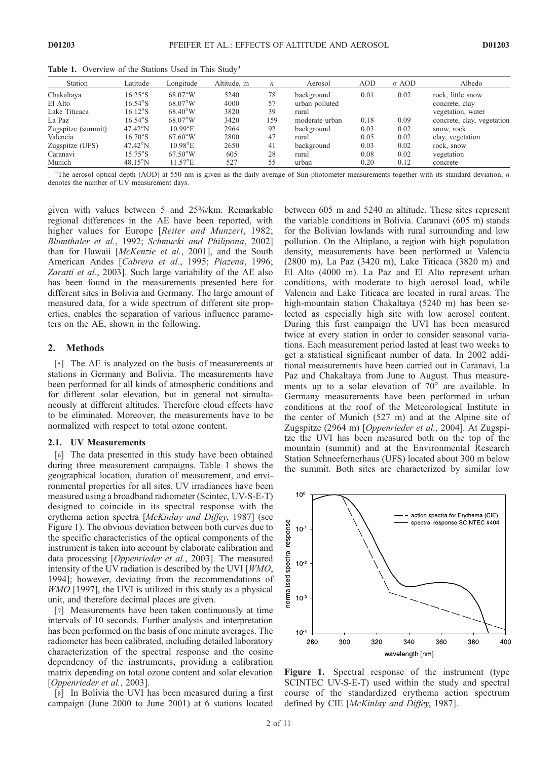**Table 1.** Overview of the Stations Used in This Study[a]

| Station | Latitude | Longitude | Altitude, m | $n$ | Aerosol | AOD | σ AOD | Albedo |
|---|---|---|---|---|---|---|---|---|
| Chakaltaya | 16.25°S | 68.07°W | 5240 | 78 | background | 0.01 | 0.02 | rock, little snow |
| El Alto | 16.54°S | 68.07°W | 4000 | 57 | urban polluted | | | concrete, clay |
| Lake Titicaca | 16.12°S | 68.40°W | 3820 | 39 | rural | | | vegetation, water |
| La Paz | 16.54°S | 68.07°W | 3420 | 159 | moderate urban | 0.18 | 0.09 | concrete, clay, vegetation |
| Zugspitze (summit) | 47.42°N | 10.99°E | 2964 | 92 | background | 0.03 | 0.02 | snow, rock |
| Valencia | 16.70°S | 67.60°W | 2800 | 47 | rural | 0.05 | 0.02 | clay, vegetation |
| Zugspitze (UFS) | 47.42°N | 10.98°E | 2650 | 41 | background | 0.03 | 0.02 | rock, snow |
| Caranavi | 15.75°S | 67.50°W | 605 | 28 | rural | 0.08 | 0.02 | vegetation |
| Munich | 48.15°N | 11.57°E | 527 | 55 | urban | 0.20 | 0.12 | concrete |

[a]The aerosol optical depth (AOD) at 550 nm is given as the daily average of Sun photometer measurements together with its standard deviation; $n$ denotes the number of UV measurement days.

given with values between 5 and 25%/km. Remarkable regional differences in the AE have been reported, with higher values for Europe [*Reiter and Munzert*, 1982; *Blumthaler et al.*, 1992; *Schmucki and Philipona*, 2002] than for Hawaii [*McKenzie et al.*, 2001], and the South American Andes [*Cabrera et al.*, 1995; *Piazena*, 1996; *Zaratti et al.*, 2003]. Such large variability of the AE also has been found in the measurements presented here for different sites in Bolivia and Germany. The large amount of measured data, for a wide spectrum of different site properties, enables the separation of various influence parameters on the AE, shown in the following.

## 2. Methods

[5] The AE is analyzed on the basis of measurements at stations in Germany and Bolivia. The measurements have been performed for all kinds of atmospheric conditions and for different solar elevation, but in general not simultaneously at different altitudes. Therefore cloud effects have to be eliminated. Moreover, the measurements have to be normalized with respect to total ozone content.

### 2.1. UV Measurements

[6] The data presented in this study have been obtained during three measurement campaigns. Table 1 shows the geographical location, duration of measurement, and environmental properties for all sites. UV irradiances have been measured using a broadband radiometer (Scintec, UV-S-E-T) designed to coincide in its spectral response with the erythema action spectra [*McKinlay and Diffey*, 1987] (see Figure 1). The obvious deviation between both curves due to the specific characteristics of the optical components of the instrument is taken into account by elaborate calibration and data processing [*Oppenrieder et al.*, 2003]. The measured intensity of the UV radiation is described by the UVI [*WMO*, 1994]; however, deviating from the recommendations of *WMO* [1997], the UVI is utilized in this study as a physical unit, and therefore decimal places are given.

[7] Measurements have been taken continuously at time intervals of 10 seconds. Further analysis and interpretation has been performed on the basis of one minute averages. The radiometer has been calibrated, including detailed laboratory characterization of the spectral response and the cosine dependency of the instruments, providing a calibration matrix depending on total ozone content and solar elevation [*Oppenrieder et al.*, 2003].

[8] In Bolivia the UVI has been measured during a first campaign (June 2000 to June 2001) at 6 stations located between 605 m and 5240 m altitude. These sites represent the variable conditions in Bolivia. Caranavi (605 m) stands for the Bolivian lowlands with rural surrounding and low pollution. On the Altiplano, a region with high population density, measurements have been performed at Valencia (2800 m), La Paz (3420 m), Lake Titicaca (3820 m) and El Alto (4000 m). La Paz and El Alto represent urban conditions, with moderate to high aerosol load, while Valencia and Lake Titicaca are located in rural areas. The high-mountain station Chakaltaya (5240 m) has been selected as especially high site with low aerosol content. During this first campaign the UVI has been measured twice at every station in order to consider seasonal variations. Each measurement period lasted at least two weeks to get a statistical significant number of data. In 2002 additional measurements have been carried out in Caranavi, La Paz and Chakaltaya from June to August. Thus measurements up to a solar elevation of 70° are available. In Germany measurements have been performed in urban conditions at the roof of the Meteorological Institute in the center of Munich (527 m) and at the Alpine site of Zugspitze (2964 m) [*Oppenrieder et al.*, 2004]. At Zugspitze the UVI has been measured both on the top of the mountain (summit) and at the Environmental Research Station Schneefernerhaus (UFS) located about 300 m below the summit. Both sites are characterized by similar low

**Figure 1.** Spectral response of the instrument (type SCINTEC UV-S-E-T) used within the study and spectral course of the standardized erythema action spectrum defined by CIE [*McKinlay and Diffey*, 1987].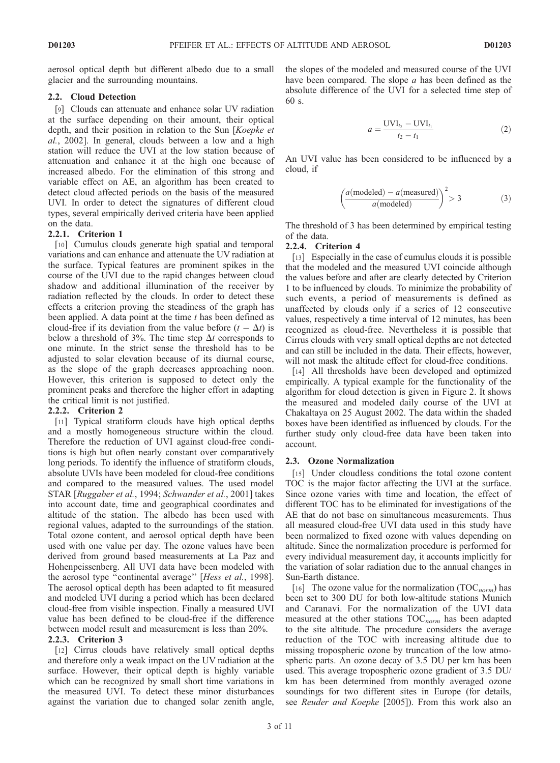aerosol optical depth but different albedo due to a small glacier and the surrounding mountains.

### 2.2. Cloud Detection

[9] Clouds can attenuate and enhance solar UV radiation at the surface depending on their amount, their optical depth, and their position in relation to the Sun [*Koepke et al.*, 2002]. In general, clouds between a low and a high station will reduce the UVI at the low station because of attenuation and enhance it at the high one because of increased albedo. For the elimination of this strong and variable effect on AE, an algorithm has been created to detect cloud affected periods on the basis of the measured UVI. In order to detect the signatures of different cloud types, several empirically derived criteria have been applied on the data.

#### 2.2.1. Criterion 1

[10] Cumulus clouds generate high spatial and temporal variations and can enhance and attenuate the UV radiation at the surface. Typical features are prominent spikes in the course of the UVI due to the rapid changes between cloud shadow and additional illumination of the receiver by radiation reflected by the clouds. In order to detect these effects a criterion proving the steadiness of the graph has been applied. A data point at the time $t$ has been defined as cloud-free if its deviation from the value before ($t - \Delta t$) is below a threshold of 3%. The time step $\Delta t$ corresponds to one minute. In the strict sense the threshold has to be adjusted to solar elevation because of its diurnal course, as the slope of the graph decreases approaching noon. However, this criterion is supposed to detect only the prominent peaks and therefore the higher effort in adapting the critical limit is not justified.

#### 2.2.2. Criterion 2

[11] Typical stratiform clouds have high optical depths and a mostly homogeneous structure within the cloud. Therefore the reduction of UVI against cloud-free conditions is high but often nearly constant over comparatively long periods. To identify the influence of stratiform clouds, absolute UVIs have been modeled for cloud-free conditions and compared to the measured values. The used model STAR [*Ruggaber et al.*, 1994; *Schwander et al.*, 2001] takes into account date, time and geographical coordinates and altitude of the station. The albedo has been used with regional values, adapted to the surroundings of the station. Total ozone content, and aerosol optical depth have been used with one value per day. The ozone values have been derived from ground based measurements at La Paz and Hohenpeissenberg. All UVI data have been modeled with the aerosol type "continental average" [*Hess et al.*, 1998]. The aerosol optical depth has been adapted to fit measured and modeled UVI during a period which has been declared cloud-free from visible inspection. Finally a measured UVI value has been defined to be cloud-free if the difference between model result and measurement is less than 20%.

#### 2.2.3. Criterion 3

[12] Cirrus clouds have relatively small optical depths and therefore only a weak impact on the UV radiation at the surface. However, their optical depth is highly variable which can be recognized by small short time variations in the measured UVI. To detect these minor disturbances against the variation due to changed solar zenith angle, the slopes of the modeled and measured course of the UVI have been compared. The slope $a$ has been defined as the absolute difference of the UVI for a selected time step of 60 s.

$$a = \frac{\mathrm{UVI}_{t_2} - \mathrm{UVI}_{t_1}}{t_2 - t_1} \tag{2}$$

An UVI value has been considered to be influenced by a cloud, if

$$\left(\frac{a(\text{modeled}) - a(\text{measured})}{a(\text{modeled})}\right)^2 > 3 \tag{3}$$

The threshold of 3 has been determined by empirical testing of the data.

#### 2.2.4. Criterion 4

[13] Especially in the case of cumulus clouds it is possible that the modeled and the measured UVI coincide although the values before and after are clearly detected by Criterion 1 to be influenced by clouds. To minimize the probability of such events, a period of measurements is defined as unaffected by clouds only if a series of 12 consecutive values, respectively a time interval of 12 minutes, has been recognized as cloud-free. Nevertheless it is possible that Cirrus clouds with very small optical depths are not detected and can still be included in the data. Their effects, however, will not mask the altitude effect for cloud-free conditions.

[14] All thresholds have been developed and optimized empirically. A typical example for the functionality of the algorithm for cloud detection is given in Figure 2. It shows the measured and modeled daily course of the UVI at Chakaltaya on 25 August 2002. The data within the shaded boxes have been identified as influenced by clouds. For the further study only cloud-free data have been taken into account.

### 2.3. Ozone Normalization

[15] Under cloudless conditions the total ozone content TOC is the major factor affecting the UVI at the surface. Since ozone varies with time and location, the effect of different TOC has to be eliminated for investigations of the AE that do not base on simultaneous measurements. Thus all measured cloud-free UVI data used in this study have been normalized to fixed ozone with values depending on altitude. Since the normalization procedure is performed for every individual measurement day, it accounts implicitly for the variation of solar radiation due to the annual changes in Sun-Earth distance.

[16] The ozone value for the normalization ($\mathrm{TOC}_{norm}$) has been set to 300 DU for both low-altitude stations Munich and Caranavi. For the normalization of the UVI data measured at the other stations $\mathrm{TOC}_{norm}$ has been adapted to the site altitude. The procedure considers the average reduction of the TOC with increasing altitude due to missing tropospheric ozone by truncation of the low atmospheric parts. An ozone decay of 3.5 DU per km has been used. This average tropospheric ozone gradient of 3.5 DU/km has been determined from monthly averaged ozone soundings for two different sites in Europe (for details, see *Reuder and Koepke* [2005]). From this work also an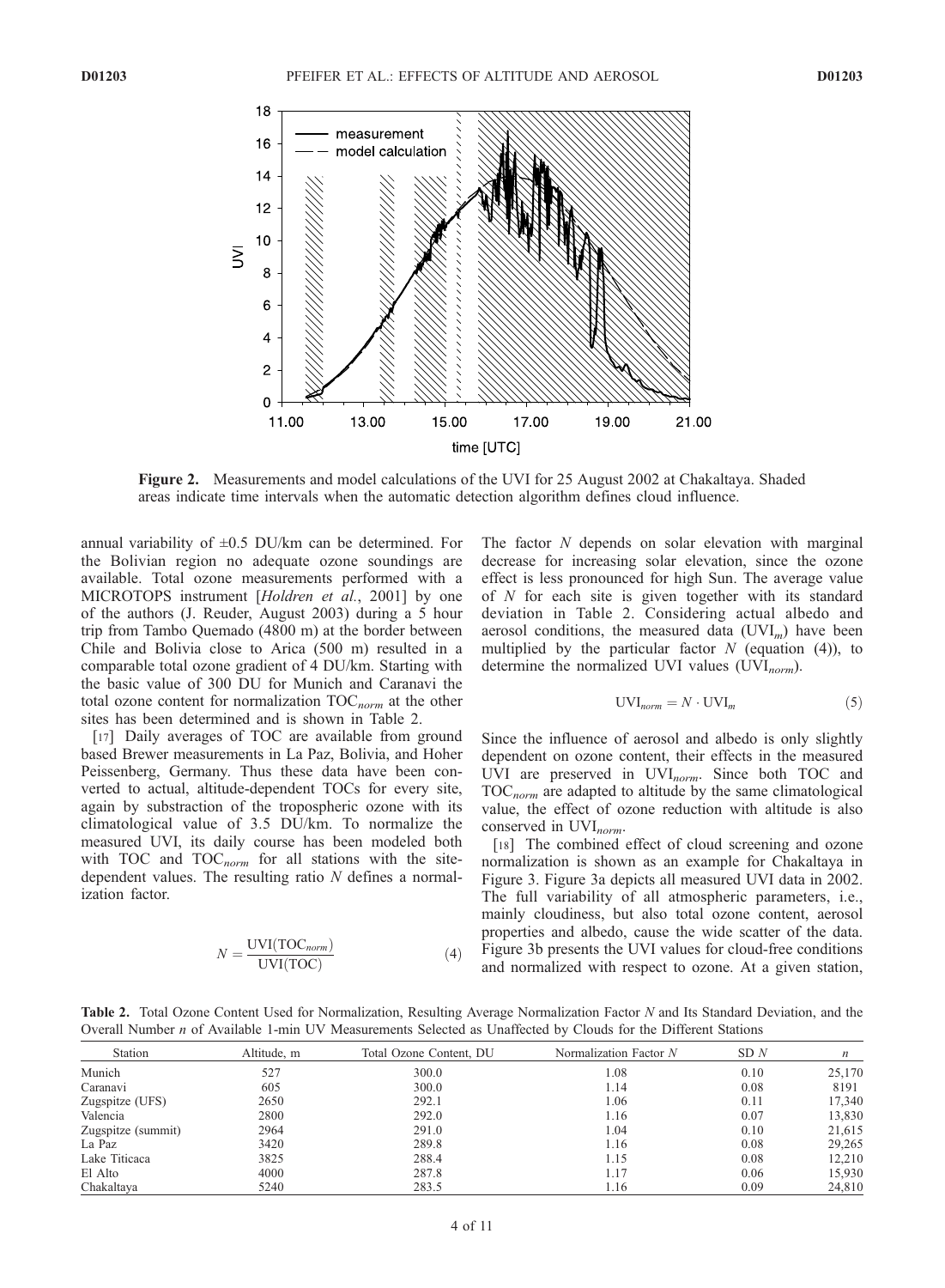**Figure 2.** Measurements and model calculations of the UVI for 25 August 2002 at Chakaltaya. Shaded areas indicate time intervals when the automatic detection algorithm defines cloud influence.

annual variability of ±0.5 DU/km can be determined. For the Bolivian region no adequate ozone soundings are available. Total ozone measurements performed with a MICROTOPS instrument [*Holdren et al.*, 2001] by one of the authors (J. Reuder, August 2003) during a 5 hour trip from Tambo Quemado (4800 m) at the border between Chile and Bolivia close to Arica (500 m) resulted in a comparable total ozone gradient of 4 DU/km. Starting with the basic value of 300 DU for Munich and Caranavi the total ozone content for normalization $TOC_{norm}$ at the other sites has been determined and is shown in Table 2.

[17] Daily averages of TOC are available from ground based Brewer measurements in La Paz, Bolivia, and Hoher Peissenberg, Germany. Thus these data have been converted to actual, altitude-dependent TOCs for every site, again by substraction of the tropospheric ozone with its climatological value of 3.5 DU/km. To normalize the measured UVI, its daily course has been modeled both with TOC and $TOC_{norm}$ for all stations with the site-dependent values. The resulting ratio $N$ defines a normalization factor.

$$N = \frac{\mathrm{UVI}(\mathrm{TOC}_{norm})}{\mathrm{UVI}(\mathrm{TOC})} \tag{4}$$

The factor $N$ depends on solar elevation with marginal decrease for increasing solar elevation, since the ozone effect is less pronounced for high Sun. The average value of $N$ for each site is given together with its standard deviation in Table 2. Considering actual albedo and aerosol conditions, the measured data ($UVI_m$) have been multiplied by the particular factor $N$ (equation (4)), to determine the normalized UVI values ($UVI_{norm}$).

$$\mathrm{UVI}_{norm} = N \cdot \mathrm{UVI}_m \tag{5}$$

Since the influence of aerosol and albedo is only slightly dependent on ozone content, their effects in the measured UVI are preserved in $UVI_{norm}$. Since both TOC and $TOC_{norm}$ are adapted to altitude by the same climatological value, the effect of ozone reduction with altitude is also conserved in $UVI_{norm}$.

[18] The combined effect of cloud screening and ozone normalization is shown as an example for Chakaltaya in Figure 3. Figure 3a depicts all measured UVI data in 2002. The full variability of all atmospheric parameters, i.e., mainly cloudiness, but also total ozone content, aerosol properties and albedo, cause the wide scatter of the data. Figure 3b presents the UVI values for cloud-free conditions and normalized with respect to ozone. At a given station,

**Table 2.** Total Ozone Content Used for Normalization, Resulting Average Normalization Factor $N$ and Its Standard Deviation, and the Overall Number $n$ of Available 1-min UV Measurements Selected as Unaffected by Clouds for the Different Stations

| Station | Altitude, m | Total Ozone Content, DU | Normalization Factor $N$ | SD $N$ | $n$ |
|---|---|---|---|---|---|
| Munich | 527 | 300.0 | 1.08 | 0.10 | 25,170 |
| Caranavi | 605 | 300.0 | 1.14 | 0.08 | 8191 |
| Zugspitze (UFS) | 2650 | 292.1 | 1.06 | 0.11 | 17,340 |
| Valencia | 2800 | 292.0 | 1.16 | 0.07 | 13,830 |
| Zugspitze (summit) | 2964 | 291.0 | 1.04 | 0.10 | 21,615 |
| La Paz | 3420 | 289.8 | 1.16 | 0.08 | 29,265 |
| Lake Titicaca | 3825 | 288.4 | 1.15 | 0.08 | 12,210 |
| El Alto | 4000 | 287.8 | 1.17 | 0.06 | 15,930 |
| Chakaltaya | 5240 | 283.5 | 1.16 | 0.09 | 24,810 |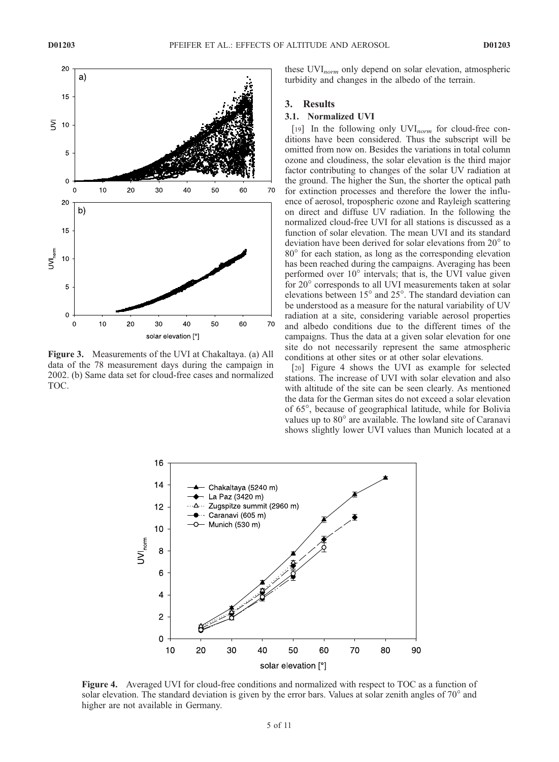Figure 3. Measurements of the UVI at Chakaltaya. (a) All data of the 78 measurement days during the campaign in 2002. (b) Same data set for cloud-free cases and normalized TOC.

these $UVI_{norm}$ only depend on solar elevation, atmospheric turbidity and changes in the albedo of the terrain.

## 3. Results

### 3.1. Normalized UVI

[19] In the following only $UVI_{norm}$ for cloud-free conditions have been considered. Thus the subscript will be omitted from now on. Besides the variations in total column ozone and cloudiness, the solar elevation is the third major factor contributing to changes of the solar UV radiation at the ground. The higher the Sun, the shorter the optical path for extinction processes and therefore the lower the influence of aerosol, tropospheric ozone and Rayleigh scattering on direct and diffuse UV radiation. In the following the normalized cloud-free UVI for all stations is discussed as a function of solar elevation. The mean UVI and its standard deviation have been derived for solar elevations from 20° to 80° for each station, as long as the corresponding elevation has been reached during the campaigns. Averaging has been performed over 10° intervals; that is, the UVI value given for 20° corresponds to all UVI measurements taken at solar elevations between 15° and 25°. The standard deviation can be understood as a measure for the natural variability of UV radiation at a site, considering variable aerosol properties and albedo conditions due to the different times of the campaigns. Thus the data at a given solar elevation for one site do not necessarily represent the same atmospheric conditions at other sites or at other solar elevations.

[20] Figure 4 shows the UVI as example for selected stations. The increase of UVI with solar elevation and also with altitude of the site can be seen clearly. As mentioned the data for the German sites do not exceed a solar elevation of 65°, because of geographical latitude, while for Bolivia values up to 80° are available. The lowland site of Caranavi shows slightly lower UVI values than Munich located at a

Figure 4. Averaged UVI for cloud-free conditions and normalized with respect to TOC as a function of solar elevation. The standard deviation is given by the error bars. Values at solar zenith angles of 70° and higher are not available in Germany.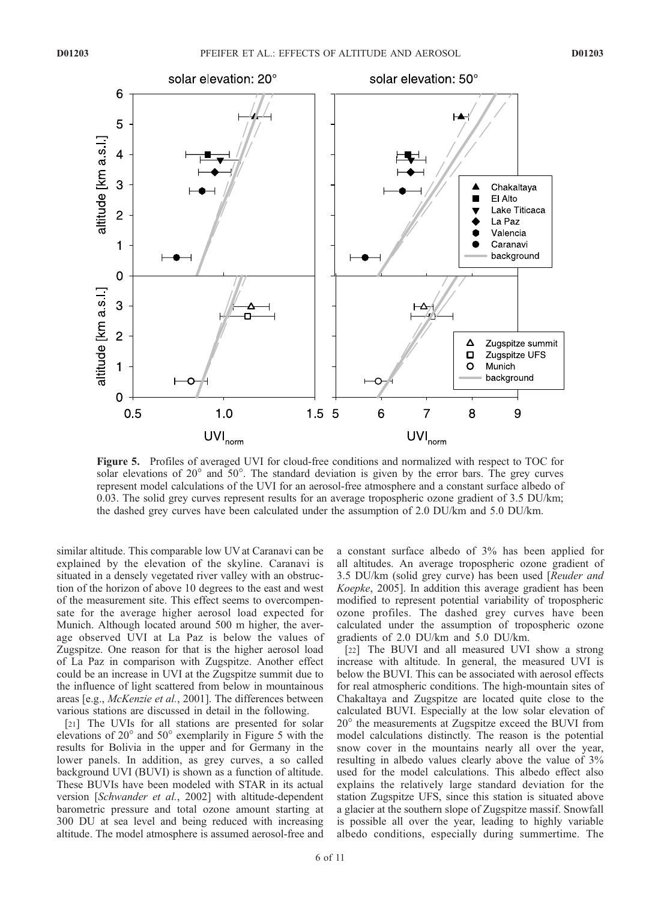**Figure 5.** Profiles of averaged UVI for cloud-free conditions and normalized with respect to TOC for solar elevations of 20° and 50°. The standard deviation is given by the error bars. The grey curves represent model calculations of the UVI for an aerosol-free atmosphere and a constant surface albedo of 0.03. The solid grey curves represent results for an average tropospheric ozone gradient of 3.5 DU/km; the dashed grey curves have been calculated under the assumption of 2.0 DU/km and 5.0 DU/km.

similar altitude. This comparable low UV at Caranavi can be explained by the elevation of the skyline. Caranavi is situated in a densely vegetated river valley with an obstruction of the horizon of above 10 degrees to the east and west of the measurement site. This effect seems to overcompensate for the average higher aerosol load expected for Munich. Although located around 500 m higher, the average observed UVI at La Paz is below the values of Zugspitze. One reason for that is the higher aerosol load of La Paz in comparison with Zugspitze. Another effect could be an increase in UVI at the Zugspitze summit due to the influence of light scattered from below in mountainous areas [e.g., *McKenzie et al.*, 2001]. The differences between various stations are discussed in detail in the following.

[21] The UVIs for all stations are presented for solar elevations of 20° and 50° exemplarily in Figure 5 with the results for Bolivia in the upper and for Germany in the lower panels. In addition, as grey curves, a so called background UVI (BUVI) is shown as a function of altitude. These BUVIs have been modeled with STAR in its actual version [*Schwander et al.*, 2002] with altitude-dependent barometric pressure and total ozone amount starting at 300 DU at sea level and being reduced with increasing altitude. The model atmosphere is assumed aerosol-free and a constant surface albedo of 3% has been applied for all altitudes. An average tropospheric ozone gradient of 3.5 DU/km (solid grey curve) has been used [*Reuder and Koepke*, 2005]. In addition this average gradient has been modified to represent potential variability of tropospheric ozone profiles. The dashed grey curves have been calculated under the assumption of tropospheric ozone gradients of 2.0 DU/km and 5.0 DU/km.

[22] The BUVI and all measured UVI show a strong increase with altitude. In general, the measured UVI is below the BUVI. This can be associated with aerosol effects for real atmospheric conditions. The high-mountain sites of Chakaltaya and Zugspitze are located quite close to the calculated BUVI. Especially at the low solar elevation of 20° the measurements at Zugspitze exceed the BUVI from model calculations distinctly. The reason is the potential snow cover in the mountains nearly all over the year, resulting in albedo values clearly above the value of 3% used for the model calculations. This albedo effect also explains the relatively large standard deviation for the station Zugspitze UFS, since this station is situated above a glacier at the southern slope of Zugspitze massif. Snowfall is possible all over the year, leading to highly variable albedo conditions, especially during summertime. The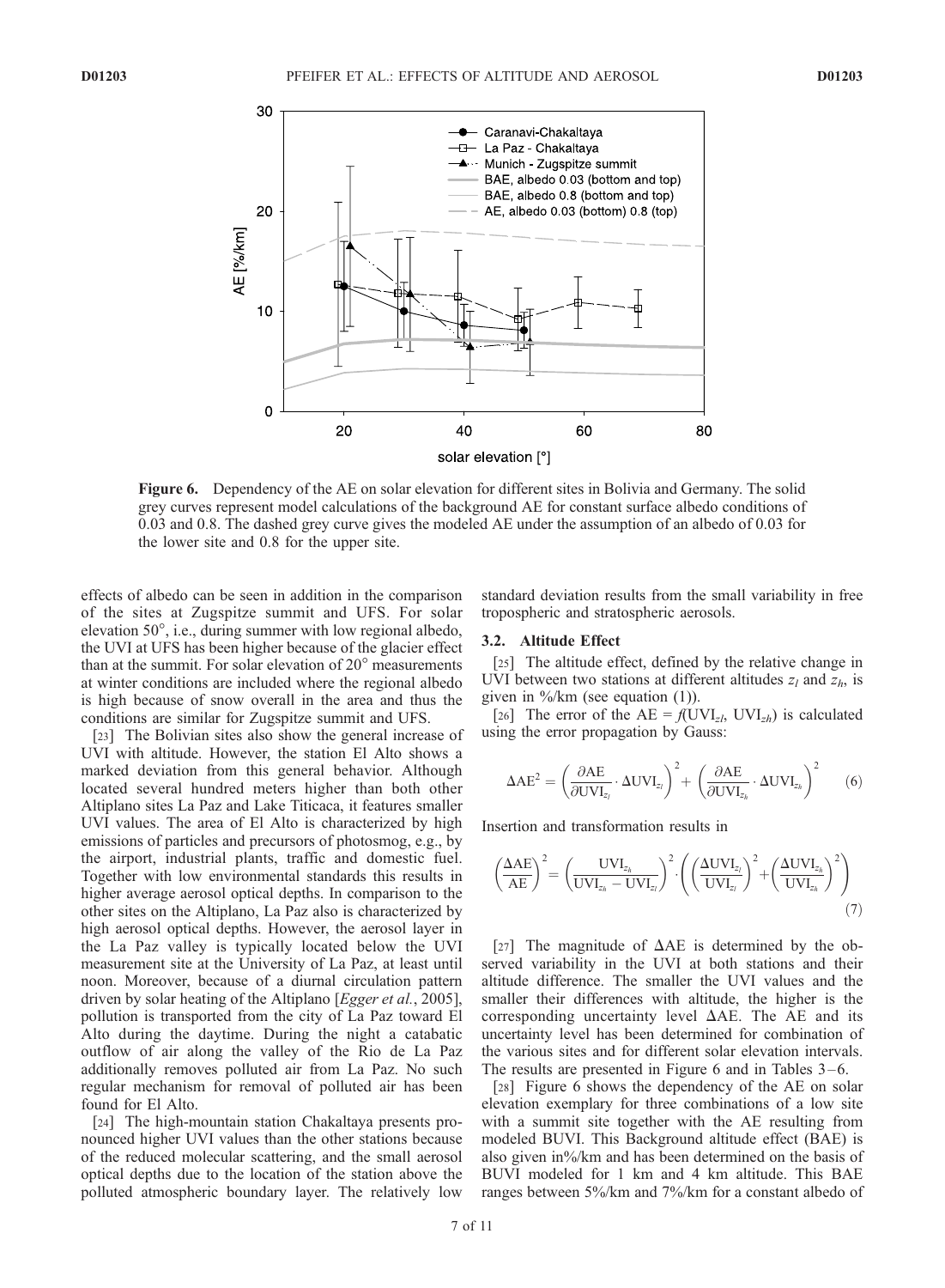**Figure 6.** Dependency of the AE on solar elevation for different sites in Bolivia and Germany. The solid grey curves represent model calculations of the background AE for constant surface albedo conditions of 0.03 and 0.8. The dashed grey curve gives the modeled AE under the assumption of an albedo of 0.03 for the lower site and 0.8 for the upper site.

effects of albedo can be seen in addition in the comparison of the sites at Zugspitze summit and UFS. For solar elevation 50°, i.e., during summer with low regional albedo, the UVI at UFS has been higher because of the glacier effect than at the summit. For solar elevation of 20° measurements at winter conditions are included where the regional albedo is high because of snow overall in the area and thus the conditions are similar for Zugspitze summit and UFS.

[23] The Bolivian sites also show the general increase of UVI with altitude. However, the station El Alto shows a marked deviation from this general behavior. Although located several hundred meters higher than both other Altiplano sites La Paz and Lake Titicaca, it features smaller UVI values. The area of El Alto is characterized by high emissions of particles and precursors of photosmog, e.g., by the airport, industrial plants, traffic and domestic fuel. Together with low environmental standards this results in higher average aerosol optical depths. In comparison to the other sites on the Altiplano, La Paz also is characterized by high aerosol optical depths. However, the aerosol layer in the La Paz valley is typically located below the UVI measurement site at the University of La Paz, at least until noon. Moreover, because of a diurnal circulation pattern driven by solar heating of the Altiplano [*Egger et al.*, 2005], pollution is transported from the city of La Paz toward El Alto during the daytime. During the night a catabatic outflow of air along the valley of the Rio de La Paz additionally removes polluted air from La Paz. No such regular mechanism for removal of polluted air has been found for El Alto.

[24] The high-mountain station Chakaltaya presents pronounced higher UVI values than the other stations because of the reduced molecular scattering, and the small aerosol optical depths due to the location of the station above the polluted atmospheric boundary layer. The relatively low standard deviation results from the small variability in free tropospheric and stratospheric aerosols.

### 3.2. Altitude Effect

[25] The altitude effect, defined by the relative change in UVI between two stations at different altitudes $z_l$ and $z_h$, is given in %/km (see equation (1)).

[26] The error of the $\mathrm{AE} = f(\mathrm{UVI}_{zl}, \mathrm{UVI}_{zh})$ is calculated using the error propagation by Gauss:

$$\Delta\mathrm{AE}^2 = \left(\frac{\partial \mathrm{AE}}{\partial \mathrm{UVI}_{z_l}} \cdot \Delta\mathrm{UVI}_{z_l}\right)^2 + \left(\frac{\partial \mathrm{AE}}{\partial \mathrm{UVI}_{z_h}} \cdot \Delta\mathrm{UVI}_{z_h}\right)^2 \qquad (6)$$

Insertion and transformation results in

$$\left(\frac{\Delta\mathrm{AE}}{\mathrm{AE}}\right)^2 = \left(\frac{\mathrm{UVI}_{z_h}}{\mathrm{UVI}_{z_h} - \mathrm{UVI}_{z_l}}\right)^2 \cdot \left(\left(\frac{\Delta\mathrm{UVI}_{z_l}}{\mathrm{UVI}_{z_l}}\right)^2 + \left(\frac{\Delta\mathrm{UVI}_{z_h}}{\mathrm{UVI}_{z_h}}\right)^2\right) \qquad (7)$$

[27] The magnitude of ΔAE is determined by the observed variability in the UVI at both stations and their altitude difference. The smaller the UVI values and the smaller their differences with altitude, the higher is the corresponding uncertainty level ΔAE. The AE and its uncertainty level has been determined for combination of the various sites and for different solar elevation intervals. The results are presented in Figure 6 and in Tables 3–6.

[28] Figure 6 shows the dependency of the AE on solar elevation exemplary for three combinations of a low site with a summit site together with the AE resulting from modeled BUVI. This Background altitude effect (BAE) is also given in%/km and has been determined on the basis of BUVI modeled for 1 km and 4 km altitude. This BAE ranges between 5%/km and 7%/km for a constant albedo of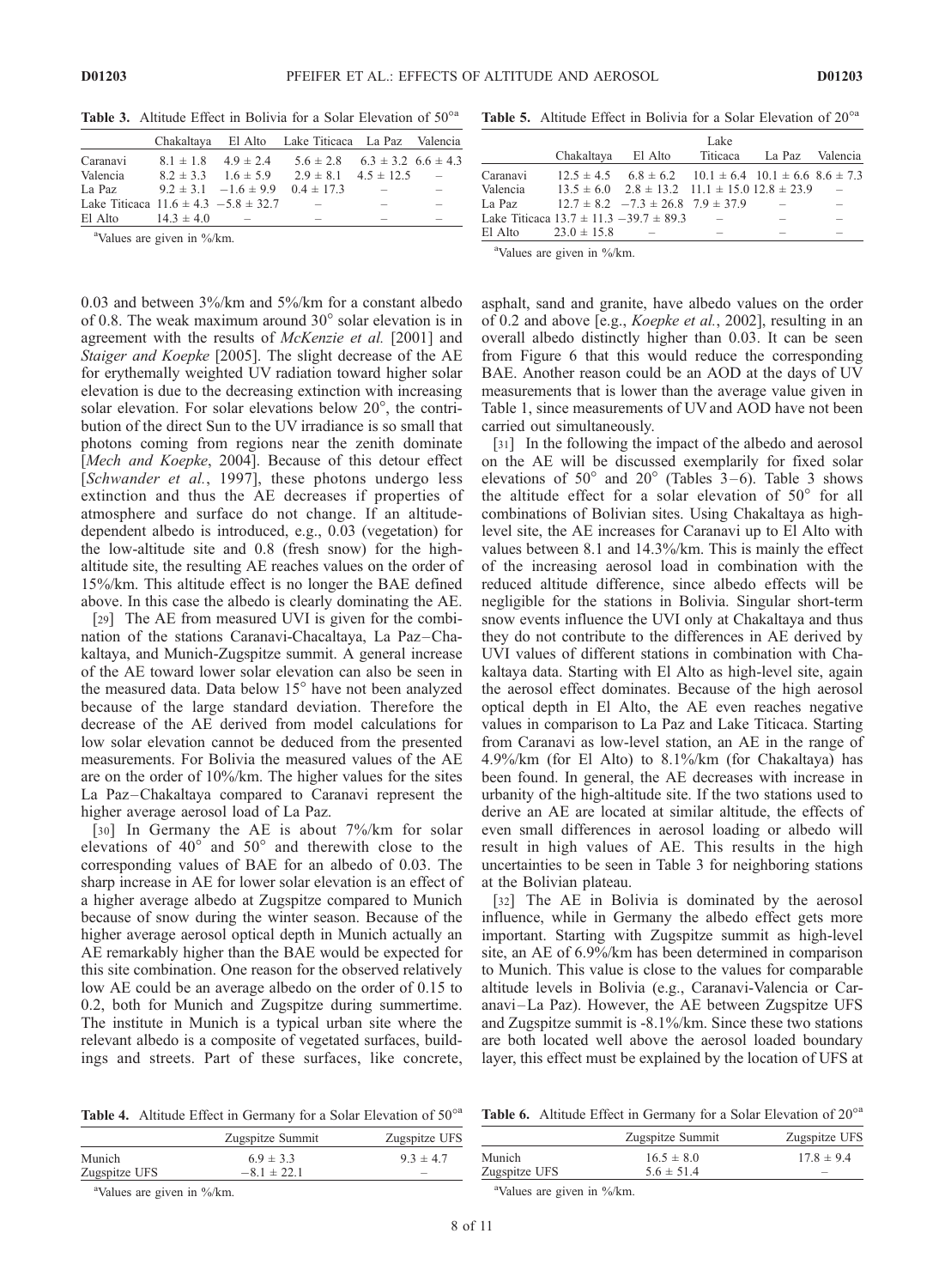**Table 3.** Altitude Effect in Bolivia for a Solar Elevation of 50°[a]

| | Chakaltaya | El Alto | Lake Titicaca | La Paz | Valencia |
|---|---|---|---|---|---|
| Caranavi | 8.1 ± 1.8 | 4.9 ± 2.4 | 5.6 ± 2.8 | 6.3 ± 3.2 | 6.6 ± 4.3 |
| Valencia | 8.2 ± 3.3 | 1.6 ± 5.9 | 2.9 ± 8.1 | 4.5 ± 12.5 | – |
| La Paz | 9.2 ± 3.1 | −1.6 ± 9.9 | 0.4 ± 17.3 | – | – |
| Lake Titicaca | 11.6 ± 4.3 | −5.8 ± 32.7 | – | – | – |
| El Alto | 14.3 ± 4.0 | – | – | – | – |

[a]Values are given in %/km.

**Table 5.** Altitude Effect in Bolivia for a Solar Elevation of 20°[a]

| | Chakaltaya | El Alto | Lake Titicaca | La Paz | Valencia |
|---|---|---|---|---|---|
| Caranavi | 12.5 ± 4.5 | 6.8 ± 6.2 | 10.1 ± 6.4 | 10.1 ± 6.6 | 8.6 ± 7.3 |
| Valencia | 13.5 ± 6.0 | 2.8 ± 13.2 | 11.1 ± 15.0 | 12.8 ± 23.9 | – |
| La Paz | 12.7 ± 8.2 | −7.3 ± 26.8 | 7.9 ± 37.9 | – | – |
| Lake Titicaca | 13.7 ± 11.3 | −39.7 ± 89.3 | – | – | – |
| El Alto | 23.0 ± 15.8 | – | – | – | – |

[a]Values are given in %/km.

0.03 and between 3%/km and 5%/km for a constant albedo of 0.8. The weak maximum around 30° solar elevation is in agreement with the results of *McKenzie et al.* [2001] and *Staiger and Koepke* [2005]. The slight decrease of the AE for erythemally weighted UV radiation toward higher solar elevation is due to the decreasing extinction with increasing solar elevation. For solar elevations below 20°, the contribution of the direct Sun to the UV irradiance is so small that photons coming from regions near the zenith dominate [*Mech and Koepke*, 2004]. Because of this detour effect [*Schwander et al.*, 1997], these photons undergo less extinction and thus the AE decreases if properties of atmosphere and surface do not change. If an altitude-dependent albedo is introduced, e.g., 0.03 (vegetation) for the low-altitude site and 0.8 (fresh snow) for the high-altitude site, the resulting AE reaches values on the order of 15%/km. This altitude effect is no longer the BAE defined above. In this case the albedo is clearly dominating the AE.

[29] The AE from measured UVI is given for the combination of the stations Caranavi-Chacaltaya, La Paz–Chakaltaya, and Munich-Zugspitze summit. A general increase of the AE toward lower solar elevation can also be seen in the measured data. Data below 15° have not been analyzed because of the large standard deviation. Therefore the decrease of the AE derived from model calculations for low solar elevation cannot be deduced from the presented measurements. For Bolivia the measured values of the AE are on the order of 10%/km. The higher values for the sites La Paz–Chakaltaya compared to Caranavi represent the higher average aerosol load of La Paz.

[30] In Germany the AE is about 7%/km for solar elevations of 40° and 50° and therewith close to the corresponding values of BAE for an albedo of 0.03. The sharp increase in AE for lower solar elevation is an effect of a higher average albedo at Zugspitze compared to Munich because of snow during the winter season. Because of the higher average aerosol optical depth in Munich actually an AE remarkably higher than the BAE would be expected for this site combination. One reason for the observed relatively low AE could be an average albedo on the order of 0.15 to 0.2, both for Munich and Zugspitze during summertime. The institute in Munich is a typical urban site where the relevant albedo is a composite of vegetated surfaces, buildings and streets. Part of these surfaces, like concrete, asphalt, sand and granite, have albedo values on the order of 0.2 and above [e.g., *Koepke et al.*, 2002], resulting in an overall albedo distinctly higher than 0.03. It can be seen from Figure 6 that this would reduce the corresponding BAE. Another reason could be an AOD at the days of UV measurements that is lower than the average value given in Table 1, since measurements of UV and AOD have not been carried out simultaneously.

[31] In the following the impact of the albedo and aerosol on the AE will be discussed exemplarily for fixed solar elevations of 50° and 20° (Tables 3–6). Table 3 shows the altitude effect for a solar elevation of 50° for all combinations of Bolivian sites. Using Chakaltaya as high-level site, the AE increases for Caranavi up to El Alto with values between 8.1 and 14.3%/km. This is mainly the effect of the increasing aerosol load in combination with the reduced altitude difference, since albedo effects will be negligible for the stations in Bolivia. Singular short-term snow events influence the UVI only at Chakaltaya and thus they do not contribute to the differences in AE derived by UVI values of different stations in combination with Chakaltaya data. Starting with El Alto as high-level site, again the aerosol effect dominates. Because of the high aerosol optical depth in El Alto, the AE even reaches negative values in comparison to La Paz and Lake Titicaca. Starting from Caranavi as low-level station, an AE in the range of 4.9%/km (for El Alto) to 8.1%/km (for Chakaltaya) has been found. In general, the AE decreases with increase in urbanity of the high-altitude site. If the two stations used to derive an AE are located at similar altitude, the effects of even small differences in aerosol loading or albedo will result in high values of AE. This results in the high uncertainties to be seen in Table 3 for neighboring stations at the Bolivian plateau.

[32] The AE in Bolivia is dominated by the aerosol influence, while in Germany the albedo effect gets more important. Starting with Zugspitze summit as high-level site, an AE of 6.9%/km has been determined in comparison to Munich. This value is close to the values for comparable altitude levels in Bolivia (e.g., Caranavi-Valencia or Caranavi–La Paz). However, the AE between Zugspitze UFS and Zugspitze summit is -8.1%/km. Since these two stations are both located well above the aerosol loaded boundary layer, this effect must be explained by the location of UFS at

**Table 4.** Altitude Effect in Germany for a Solar Elevation of 50°[a]

| | Zugspitze Summit | Zugspitze UFS |
|---|---|---|
| Munich | 6.9 ± 3.3 | 9.3 ± 4.7 |
| Zugspitze UFS | −8.1 ± 22.1 | – |

[a]Values are given in %/km.

**Table 6.** Altitude Effect in Germany for a Solar Elevation of 20°[a]

| | Zugspitze Summit | Zugspitze UFS |
|---|---|---|
| Munich | 16.5 ± 8.0 | 17.8 ± 9.4 |
| Zugspitze UFS | 5.6 ± 51.4 | – |

[a]Values are given in %/km.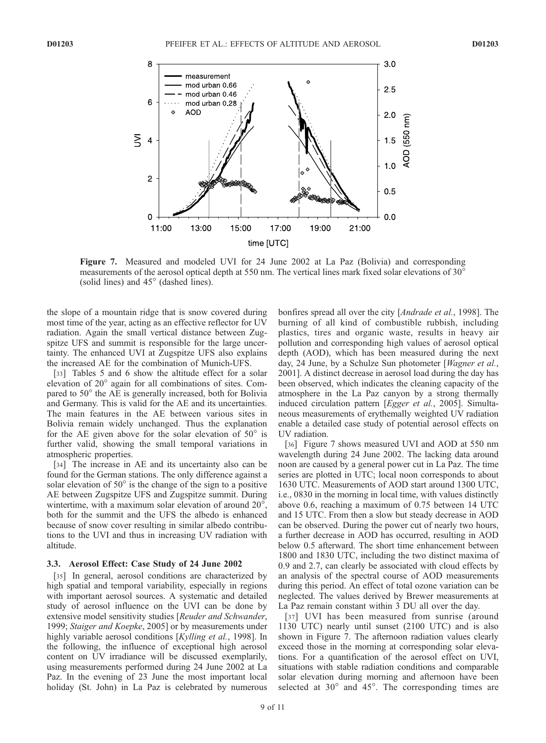Figure 7. Measured and modeled UVI for 24 June 2002 at La Paz (Bolivia) and corresponding measurements of the aerosol optical depth at 550 nm. The vertical lines mark fixed solar elevations of 30° (solid lines) and 45° (dashed lines).

the slope of a mountain ridge that is snow covered during most time of the year, acting as an effective reflector for UV radiation. Again the small vertical distance between Zugspitze UFS and summit is responsible for the large uncertainty. The enhanced UVI at Zugspitze UFS also explains the increased AE for the combination of Munich-UFS.

[33] Tables 5 and 6 show the altitude effect for a solar elevation of 20° again for all combinations of sites. Compared to 50° the AE is generally increased, both for Bolivia and Germany. This is valid for the AE and its uncertainties. The main features in the AE between various sites in Bolivia remain widely unchanged. Thus the explanation for the AE given above for the solar elevation of 50° is further valid, showing the small temporal variations in atmospheric properties.

[34] The increase in AE and its uncertainty also can be found for the German stations. The only difference against a solar elevation of 50° is the change of the sign to a positive AE between Zugspitze UFS and Zugspitze summit. During wintertime, with a maximum solar elevation of around 20°, both for the summit and the UFS the albedo is enhanced because of snow cover resulting in similar albedo contributions to the UVI and thus in increasing UV radiation with altitude.

### 3.3. Aerosol Effect: Case Study of 24 June 2002

[35] In general, aerosol conditions are characterized by high spatial and temporal variability, especially in regions with important aerosol sources. A systematic and detailed study of aerosol influence on the UVI can be done by extensive model sensitivity studies [*Reuder and Schwander*, 1999; *Staiger and Koepke*, 2005] or by measurements under highly variable aerosol conditions [*Kylling et al.*, 1998]. In the following, the influence of exceptional high aerosol content on UV irradiance will be discussed exemplarily, using measurements performed during 24 June 2002 at La Paz. In the evening of 23 June the most important local holiday (St. John) in La Paz is celebrated by numerous bonfires spread all over the city [*Andrade et al.*, 1998]. The burning of all kind of combustible rubbish, including plastics, tires and organic waste, results in heavy air pollution and corresponding high values of aerosol optical depth (AOD), which has been measured during the next day, 24 June, by a Schulze Sun photometer [*Wagner et al.*, 2001]. A distinct decrease in aerosol load during the day has been observed, which indicates the cleaning capacity of the atmosphere in the La Paz canyon by a strong thermally induced circulation pattern [*Egger et al.*, 2005]. Simultaneous measurements of erythemally weighted UV radiation enable a detailed case study of potential aerosol effects on UV radiation.

[36] Figure 7 shows measured UVI and AOD at 550 nm wavelength during 24 June 2002. The lacking data around noon are caused by a general power cut in La Paz. The time series are plotted in UTC; local noon corresponds to about 1630 UTC. Measurements of AOD start around 1300 UTC, i.e., 0830 in the morning in local time, with values distinctly above 0.6, reaching a maximum of 0.75 between 14 UTC and 15 UTC. From then a slow but steady decrease in AOD can be observed. During the power cut of nearly two hours, a further decrease in AOD has occurred, resulting in AOD below 0.5 afterward. The short time enhancement between 1800 and 1830 UTC, including the two distinct maxima of 0.9 and 2.7, can clearly be associated with cloud effects by an analysis of the spectral course of AOD measurements during this period. An effect of total ozone variation can be neglected. The values derived by Brewer measurements at La Paz remain constant within 3 DU all over the day.

[37] UVI has been measured from sunrise (around 1130 UTC) nearly until sunset (2100 UTC) and is also shown in Figure 7. The afternoon radiation values clearly exceed those in the morning at corresponding solar elevations. For a quantification of the aerosol effect on UVI, situations with stable radiation conditions and comparable solar elevation during morning and afternoon have been selected at 30° and 45°. The corresponding times are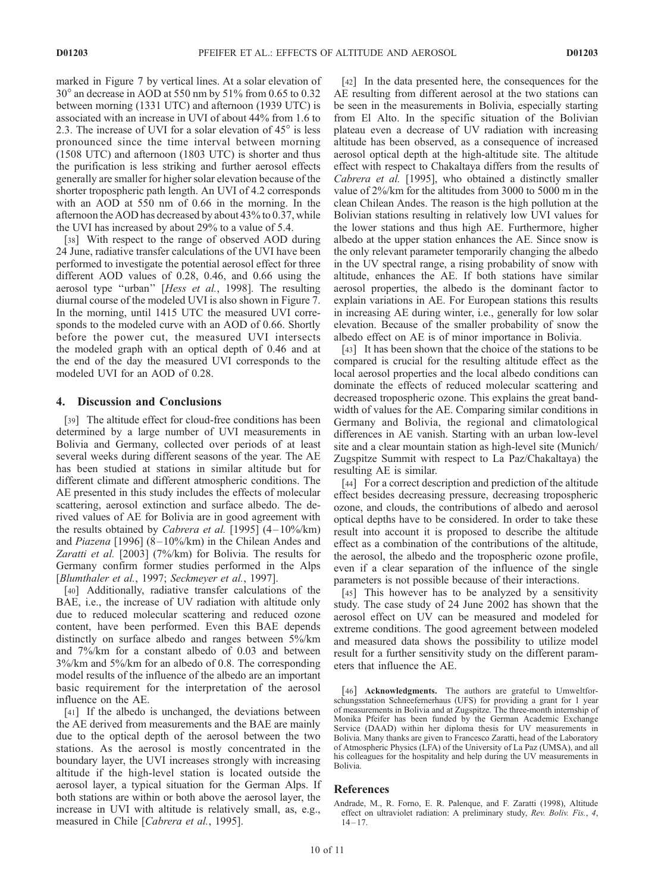marked in Figure 7 by vertical lines. At a solar elevation of 30° an decrease in AOD at 550 nm by 51% from 0.65 to 0.32 between morning (1331 UTC) and afternoon (1939 UTC) is associated with an increase in UVI of about 44% from 1.6 to 2.3. The increase of UVI for a solar elevation of 45° is less pronounced since the time interval between morning (1508 UTC) and afternoon (1803 UTC) is shorter and thus the purification is less striking and further aerosol effects generally are smaller for higher solar elevation because of the shorter tropospheric path length. An UVI of 4.2 corresponds with an AOD at 550 nm of 0.66 in the morning. In the afternoon the AOD has decreased by about 43% to 0.37, while the UVI has increased by about 29% to a value of 5.4.

[38] With respect to the range of observed AOD during 24 June, radiative transfer calculations of the UVI have been performed to investigate the potential aerosol effect for three different AOD values of 0.28, 0.46, and 0.66 using the aerosol type "urban" [*Hess et al.*, 1998]. The resulting diurnal course of the modeled UVI is also shown in Figure 7. In the morning, until 1415 UTC the measured UVI corresponds to the modeled curve with an AOD of 0.66. Shortly before the power cut, the measured UVI intersects the modeled graph with an optical depth of 0.46 and at the end of the day the measured UVI corresponds to the modeled UVI for an AOD of 0.28.

## 4. Discussion and Conclusions

[39] The altitude effect for cloud-free conditions has been determined by a large number of UVI measurements in Bolivia and Germany, collected over periods of at least several weeks during different seasons of the year. The AE has been studied at stations in similar altitude but for different climate and different atmospheric conditions. The AE presented in this study includes the effects of molecular scattering, aerosol extinction and surface albedo. The derived values of AE for Bolivia are in good agreement with the results obtained by *Cabrera et al.* [1995] (4–10%/km) and *Piazena* [1996] (8–10%/km) in the Chilean Andes and *Zaratti et al.* [2003] (7%/km) for Bolivia. The results for Germany confirm former studies performed in the Alps [*Blumthaler et al.*, 1997; *Seckmeyer et al.*, 1997].

[40] Additionally, radiative transfer calculations of the BAE, i.e., the increase of UV radiation with altitude only due to reduced molecular scattering and reduced ozone content, have been performed. Even this BAE depends distinctly on surface albedo and ranges between 5%/km and 7%/km for a constant albedo of 0.03 and between 3%/km and 5%/km for an albedo of 0.8. The corresponding model results of the influence of the albedo are an important basic requirement for the interpretation of the aerosol influence on the AE.

[41] If the albedo is unchanged, the deviations between the AE derived from measurements and the BAE are mainly due to the optical depth of the aerosol between the two stations. As the aerosol is mostly concentrated in the boundary layer, the UVI increases strongly with increasing altitude if the high-level station is located outside the aerosol layer, a typical situation for the German Alps. If both stations are within or both above the aerosol layer, the increase in UVI with altitude is relatively small, as, e.g., measured in Chile [*Cabrera et al.*, 1995].

[42] In the data presented here, the consequences for the AE resulting from different aerosol at the two stations can be seen in the measurements in Bolivia, especially starting from El Alto. In the specific situation of the Bolivian plateau even a decrease of UV radiation with increasing altitude has been observed, as a consequence of increased aerosol optical depth at the high-altitude site. The altitude effect with respect to Chakaltaya differs from the results of *Cabrera et al.* [1995], who obtained a distinctly smaller value of 2%/km for the altitudes from 3000 to 5000 m in the clean Chilean Andes. The reason is the high pollution at the Bolivian stations resulting in relatively low UVI values for the lower stations and thus high AE. Furthermore, higher albedo at the upper station enhances the AE. Since snow is the only relevant parameter temporarily changing the albedo in the UV spectral range, a rising probability of snow with altitude, enhances the AE. If both stations have similar aerosol properties, the albedo is the dominant factor to explain variations in AE. For European stations this results in increasing AE during winter, i.e., generally for low solar elevation. Because of the smaller probability of snow the albedo effect on AE is of minor importance in Bolivia.

[43] It has been shown that the choice of the stations to be compared is crucial for the resulting altitude effect as the local aerosol properties and the local albedo conditions can dominate the effects of reduced molecular scattering and decreased tropospheric ozone. This explains the great bandwidth of values for the AE. Comparing similar conditions in Germany and Bolivia, the regional and climatological differences in AE vanish. Starting with an urban low-level site and a clear mountain station as high-level site (Munich/Zugspitze Summit with respect to La Paz/Chakaltaya) the resulting AE is similar.

[44] For a correct description and prediction of the altitude effect besides decreasing pressure, decreasing tropospheric ozone, and clouds, the contributions of albedo and aerosol optical depths have to be considered. In order to take these result into account it is proposed to describe the altitude effect as a combination of the contributions of the altitude, the aerosol, the albedo and the tropospheric ozone profile, even if a clear separation of the influence of the single parameters is not possible because of their interactions.

[45] This however has to be analyzed by a sensitivity study. The case study of 24 June 2002 has shown that the aerosol effect on UV can be measured and modeled for extreme conditions. The good agreement between modeled and measured data shows the possibility to utilize model result for a further sensitivity study on the different parameters that influence the AE.

[46] **Acknowledgments.** The authors are grateful to Umweltforschungsstation Schneefernerhaus (UFS) for providing a grant for 1 year of measurements in Bolivia and at Zugspitze. The three-month internship of Monika Pfeifer has been funded by the German Academic Exchange Service (DAAD) within her diploma thesis for UV measurements in Bolivia. Many thanks are given to Francesco Zaratti, head of the Laboratory of Atmospheric Physics (LFA) of the University of La Paz (UMSA), and all his colleagues for the hospitality and help during the UV measurements in Bolivia.

## References

Andrade, M., R. Forno, E. R. Palenque, and F. Zaratti (1998), Altitude effect on ultraviolet radiation: A preliminary study, *Rev. Boliv. Fis.*, *4*, 14–17.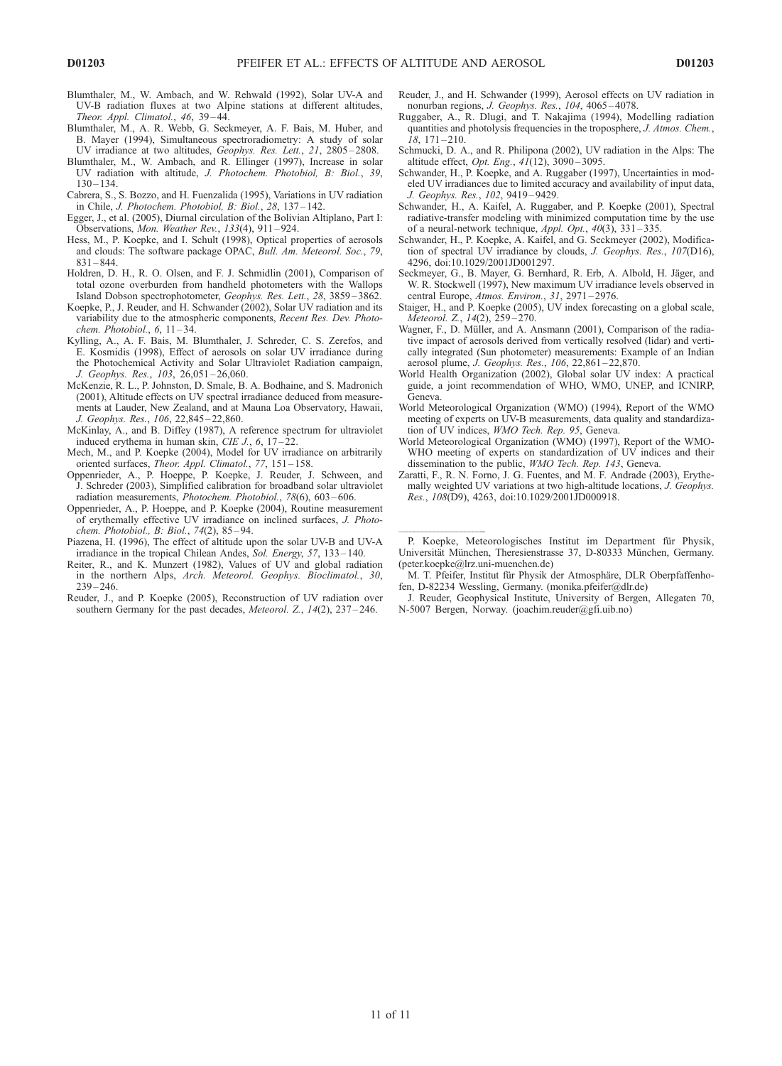Blumthaler, M., W. Ambach, and W. Rehwald (1992), Solar UV-A and UV-B radiation fluxes at two Alpine stations at different altitudes, *Theor. Appl. Climatol.*, *46*, 39–44.

Blumthaler, M., A. R. Webb, G. Seckmeyer, A. F. Bais, M. Huber, and B. Mayer (1994), Simultaneous spectroradiometry: A study of solar UV irradiance at two altitudes, *Geophys. Res. Lett.*, *21*, 2805–2808.

Blumthaler, M., W. Ambach, and R. Ellinger (1997), Increase in solar UV radiation with altitude, *J. Photochem. Photobiol, B: Biol.*, *39*, 130–134.

Cabrera, S., S. Bozzo, and H. Fuenzalida (1995), Variations in UV radiation in Chile, *J. Photochem. Photobiol, B: Biol.*, *28*, 137–142.

Egger, J., et al. (2005), Diurnal circulation of the Bolivian Altiplano, Part I: Observations, *Mon. Weather Rev.*, *133*(4), 911–924.

Hess, M., P. Koepke, and I. Schult (1998), Optical properties of aerosols and clouds: The software package OPAC, *Bull. Am. Meteorol. Soc.*, *79*, 831–844.

Holdren, D. H., R. O. Olsen, and F. J. Schmidlin (2001), Comparison of total ozone overburden from handheld photometers with the Wallops Island Dobson spectrophotometer, *Geophys. Res. Lett.*, *28*, 3859–3862.

Koepke, P., J. Reuder, and H. Schwander (2002), Solar UV radiation and its variability due to the atmospheric components, *Recent Res. Dev. Photochem. Photobiol.*, *6*, 11–34.

Kylling, A., A. F. Bais, M. Blumthaler, J. Schreder, C. S. Zerefos, and E. Kosmidis (1998), Effect of aerosols on solar UV irradiance during the Photochemical Activity and Solar Ultraviolet Radiation campaign, *J. Geophys. Res.*, *103*, 26,051–26,060.

McKenzie, R. L., P. Johnston, D. Smale, B. A. Bodhaine, and S. Madronich (2001), Altitude effects on UV spectral irradiance deduced from measurements at Lauder, New Zealand, and at Mauna Loa Observatory, Hawaii, *J. Geophys. Res.*, *106*, 22,845–22,860.

McKinlay, A., and B. Diffey (1987), A reference spectrum for ultraviolet induced erythema in human skin, *CIE J.*, *6*, 17–22.

Mech, M., and P. Koepke (2004), Model for UV irradiance on arbitrarily oriented surfaces, *Theor. Appl. Climatol.*, *77*, 151–158.

Oppenrieder, A., P. Hoeppe, P. Koepke, J. Reuder, J. Schween, and J. Schreder (2003), Simplified calibration for broadband solar ultraviolet radiation measurements, *Photochem. Photobiol.*, *78*(6), 603–606.

Oppenrieder, A., P. Hoeppe, and P. Koepke (2004), Routine measurement of erythemally effective UV irradiance on inclined surfaces, *J. Photochem. Photobiol., B: Biol.*, *74*(2), 85–94.

Piazena, H. (1996), The effect of altitude upon the solar UV-B and UV-A irradiance in the tropical Chilean Andes, *Sol. Energy*, *57*, 133–140.

Reiter, R., and K. Munzert (1982), Values of UV and global radiation in the northern Alps, *Arch. Meteorol. Geophys. Bioclimatol.*, *30*, 239–246.

Reuder, J., and P. Koepke (2005), Reconstruction of UV radiation over southern Germany for the past decades, *Meteorol. Z.*, *14*(2), 237–246.

Reuder, J., and H. Schwander (1999), Aerosol effects on UV radiation in nonurban regions, *J. Geophys. Res.*, *104*, 4065–4078.

Ruggaber, A., R. Dlugi, and T. Nakajima (1994), Modelling radiation quantities and photolysis frequencies in the troposphere, *J. Atmos. Chem.*, *18*, 171–210.

Schmucki, D. A., and R. Philipona (2002), UV radiation in the Alps: The altitude effect, *Opt. Eng.*, *41*(12), 3090–3095.

Schwander, H., P. Koepke, and A. Ruggaber (1997), Uncertainties in modeled UV irradiances due to limited accuracy and availability of input data, *J. Geophys. Res.*, *102*, 9419–9429.

Schwander, H., A. Kaifel, A. Ruggaber, and P. Koepke (2001), Spectral radiative-transfer modeling with minimized computation time by the use of a neural-network technique, *Appl. Opt.*, *40*(3), 331–335.

Schwander, H., P. Koepke, A. Kaifel, and G. Seckmeyer (2002), Modification of spectral UV irradiance by clouds, *J. Geophys. Res.*, *107*(D16), 4296, doi:10.1029/2001JD001297.

Seckmeyer, G., B. Mayer, G. Bernhard, R. Erb, A. Albold, H. Jäger, and W. R. Stockwell (1997), New maximum UV irradiance levels observed in central Europe, *Atmos. Environ.*, *31*, 2971–2976.

Staiger, H., and P. Koepke (2005), UV index forecasting on a global scale, *Meteorol. Z.*, *14*(2), 259–270.

Wagner, F., D. Müller, and A. Ansmann (2001), Comparison of the radiative impact of aerosols derived from vertically resolved (lidar) and vertically integrated (Sun photometer) measurements: Example of an Indian aerosol plume, *J. Geophys. Res.*, *106*, 22,861–22,870.

World Health Organization (2002), Global solar UV index: A practical guide, a joint recommendation of WHO, WMO, UNEP, and ICNIRP, Geneva.

World Meteorological Organization (WMO) (1994), Report of the WMO meeting of experts on UV-B measurements, data quality and standardization of UV indices, *WMO Tech. Rep. 95*, Geneva.

World Meteorological Organization (WMO) (1997), Report of the WMO-WHO meeting of experts on standardization of UV indices and their dissemination to the public, *WMO Tech. Rep. 143*, Geneva.

Zaratti, F., R. N. Forno, J. G. Fuentes, and M. F. Andrade (2003), Erythemally weighted UV variations at two high-altitude locations, *J. Geophys. Res.*, *108*(D9), 4263, doi:10.1029/2001JD000918.

---

P. Koepke, Meteorologisches Institut im Department für Physik, Universität München, Theresienstrasse 37, D-80333 München, Germany. (peter.koepke@lrz.uni-muenchen.de)

M. T. Pfeifer, Institut für Physik der Atmosphäre, DLR Oberpfaffenhofen, D-82234 Wessling, Germany. (monika.pfeifer@dlr.de)

J. Reuder, Geophysical Institute, University of Bergen, Allegaten 70, N-5007 Bergen, Norway. (joachim.reuder@gfi.uib.no)